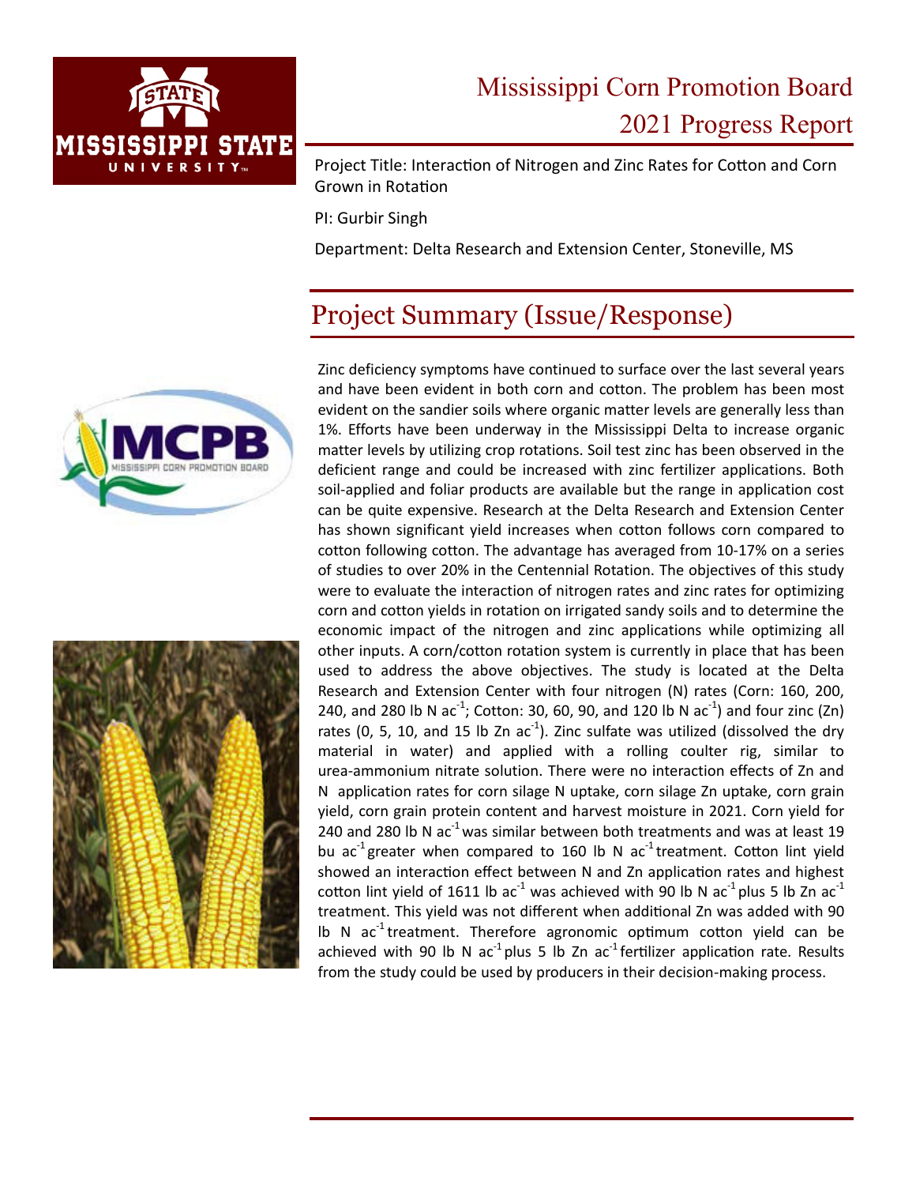# Mississippi Corn Promotion Board
## 2021 Progress Report

Project Title: Interaction of Nitrogen and Zinc Rates for Cotton and Corn Grown in Rotation

PI: Gurbir Singh

Department: Delta Research and Extension Center, Stoneville, MS

## Project Summary (Issue/Response)

Zinc deficiency symptoms have continued to surface over the last several years and have been evident in both corn and cotton. The problem has been most evident on the sandier soils where organic matter levels are generally less than 1%. Efforts have been underway in the Mississippi Delta to increase organic matter levels by utilizing crop rotations. Soil test zinc has been observed in the deficient range and could be increased with zinc fertilizer applications. Both soil-applied and foliar products are available but the range in application cost can be quite expensive. Research at the Delta Research and Extension Center has shown significant yield increases when cotton follows corn compared to cotton following cotton. The advantage has averaged from 10-17% on a series of studies to over 20% in the Centennial Rotation. The objectives of this study were to evaluate the interaction of nitrogen rates and zinc rates for optimizing corn and cotton yields in rotation on irrigated sandy soils and to determine the economic impact of the nitrogen and zinc applications while optimizing all other inputs. A corn/cotton rotation system is currently in place that has been used to address the above objectives. The study is located at the Delta Research and Extension Center with four nitrogen (N) rates (Corn: 160, 200, 240, and 280 lb N $ac^{-1}$; Cotton: 30, 60, 90, and 120 lb N $ac^{-1}$) and four zinc (Zn) rates (0, 5, 10, and 15 lb Zn $ac^{-1}$). Zinc sulfate was utilized (dissolved the dry material in water) and applied with a rolling coulter rig, similar to urea-ammonium nitrate solution. There were no interaction effects of Zn and N application rates for corn silage N uptake, corn silage Zn uptake, corn grain yield, corn grain protein content and harvest moisture in 2021. Corn yield for 240 and 280 lb N $ac^{-1}$ was similar between both treatments and was at least 19 bu $ac^{-1}$ greater when compared to 160 lb N $ac^{-1}$ treatment. Cotton lint yield showed an interaction effect between N and Zn application rates and highest cotton lint yield of 1611 lb $ac^{-1}$ was achieved with 90 lb N $ac^{-1}$ plus 5 lb Zn $ac^{-1}$ treatment. This yield was not different when additional Zn was added with 90 lb N $ac^{-1}$ treatment. Therefore agronomic optimum cotton yield can be achieved with 90 lb N $ac^{-1}$ plus 5 lb Zn $ac^{-1}$ fertilizer application rate. Results from the study could be used by producers in their decision-making process.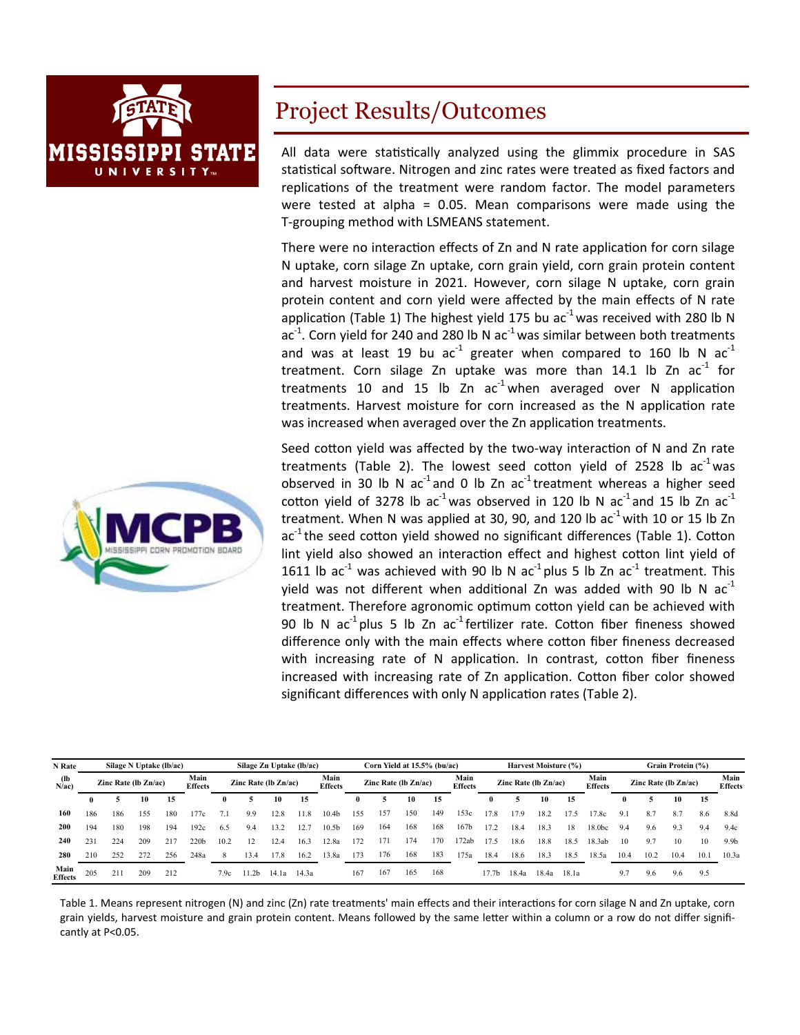# Project Results/Outcomes

All data were statistically analyzed using the glimmix procedure in SAS statistical software. Nitrogen and zinc rates were treated as fixed factors and replications of the treatment were random factor. The model parameters were tested at alpha = 0.05. Mean comparisons were made using the T-grouping method with LSMEANS statement.

There were no interaction effects of Zn and N rate application for corn silage N uptake, corn silage Zn uptake, corn grain yield, corn grain protein content and harvest moisture in 2021. However, corn silage N uptake, corn grain protein content and corn yield were affected by the main effects of N rate application (Table 1) The highest yield 175 bu ac$^{-1}$ was received with 280 lb N ac$^{-1}$. Corn yield for 240 and 280 lb N ac$^{-1}$ was similar between both treatments and was at least 19 bu ac$^{-1}$ greater when compared to 160 lb N ac$^{-1}$ treatment. Corn silage Zn uptake was more than 14.1 lb Zn ac$^{-1}$ for treatments 10 and 15 lb Zn ac$^{-1}$ when averaged over N application treatments. Harvest moisture for corn increased as the N application rate was increased when averaged over the Zn application treatments.

Seed cotton yield was affected by the two-way interaction of N and Zn rate treatments (Table 2). The lowest seed cotton yield of 2528 lb ac$^{-1}$ was observed in 30 lb N ac$^{-1}$ and 0 lb Zn ac$^{-1}$ treatment whereas a higher seed cotton yield of 3278 lb ac$^{-1}$ was observed in 120 lb N ac$^{-1}$ and 15 lb Zn ac$^{-1}$ treatment. When N was applied at 30, 90, and 120 lb ac$^{-1}$ with 10 or 15 lb Zn ac$^{-1}$ the seed cotton yield showed no significant differences (Table 1). Cotton lint yield also showed an interaction effect and highest cotton lint yield of 1611 lb ac$^{-1}$ was achieved with 90 lb N ac$^{-1}$ plus 5 lb Zn ac$^{-1}$ treatment. This yield was not different when additional Zn was added with 90 lb N ac$^{-1}$ treatment. Therefore agronomic optimum cotton yield can be achieved with 90 lb N ac$^{-1}$ plus 5 lb Zn ac$^{-1}$ fertilizer rate. Cotton fiber fineness showed difference only with the main effects where cotton fiber fineness decreased with increasing rate of N application. In contrast, cotton fiber fineness increased with increasing rate of Zn application. Cotton fiber color showed significant differences with only N application rates (Table 2).

| N Rate | Silage N Uptake (lb/ac) | | | | | Silage Zn Uptake (lb/ac) | | | | | Corn Yield at 15.5% (bu/ac) | | | | | Harvest Moisture (%) | | | | | Grain Protein (%) | | | | |
|---|---|---|---|---|---|---|---|---|---|---|---|---|---|---|---|---|---|---|---|---|---|---|---|---|---|
| (lb N/ac) | Zinc Rate (lb Zn/ac) | | | | Main Effects | Zinc Rate (lb Zn/ac) | | | | Main Effects | Zinc Rate (lb Zn/ac) | | | | Main Effects | Zinc Rate (lb Zn/ac) | | | | Main Effects | Zinc Rate (lb Zn/ac) | | | | Main Effects |
| | 0 | 5 | 10 | 15 | | 0 | 5 | 10 | 15 | | 0 | 5 | 10 | 15 | | 0 | 5 | 10 | 15 | | 0 | 5 | 10 | 15 | |
| 160 | 186 | 186 | 155 | 180 | 177c | 7.1 | 9.9 | 12.8 | 11.8 | 10.4b | 155 | 157 | 150 | 149 | 153c | 17.8 | 17.9 | 18.2 | 17.5 | 17.8c | 9.1 | 8.7 | 8.7 | 8.6 | 8.8d |
| 200 | 194 | 180 | 198 | 194 | 192c | 6.5 | 9.4 | 13.2 | 12.7 | 10.5b | 169 | 164 | 168 | 168 | 167b | 17.2 | 18.4 | 18.3 | 18 | 18.0bc | 9.4 | 9.6 | 9.3 | 9.4 | 9.4c |
| 240 | 231 | 224 | 209 | 217 | 220b | 10.2 | 12 | 12.4 | 16.3 | 12.8a | 172 | 171 | 174 | 170 | 172ab | 17.5 | 18.6 | 18.8 | 18.5 | 18.3ab | 10 | 9.7 | 10 | 10 | 9.9b |
| 280 | 210 | 252 | 272 | 256 | 248a | 8 | 13.4 | 17.8 | 16.2 | 13.8a | 173 | 176 | 168 | 183 | 175a | 18.4 | 18.6 | 18.3 | 18.5 | 18.5a | 10.4 | 10.2 | 10.4 | 10.1 | 10.3a |
| Main Effects | 205 | 211 | 209 | 212 | | 7.9c | 11.2b | 14.1a | 14.3a | | 167 | 167 | 165 | 168 | | 17.7b | 18.4a | 18.4a | 18.1a | | 9.7 | 9.6 | 9.6 | 9.5 | |

Table 1. Means represent nitrogen (N) and zinc (Zn) rate treatments' main effects and their interactions for corn silage N and Zn uptake, corn grain yields, harvest moisture and grain protein content. Means followed by the same letter within a column or a row do not differ significantly at P<0.05.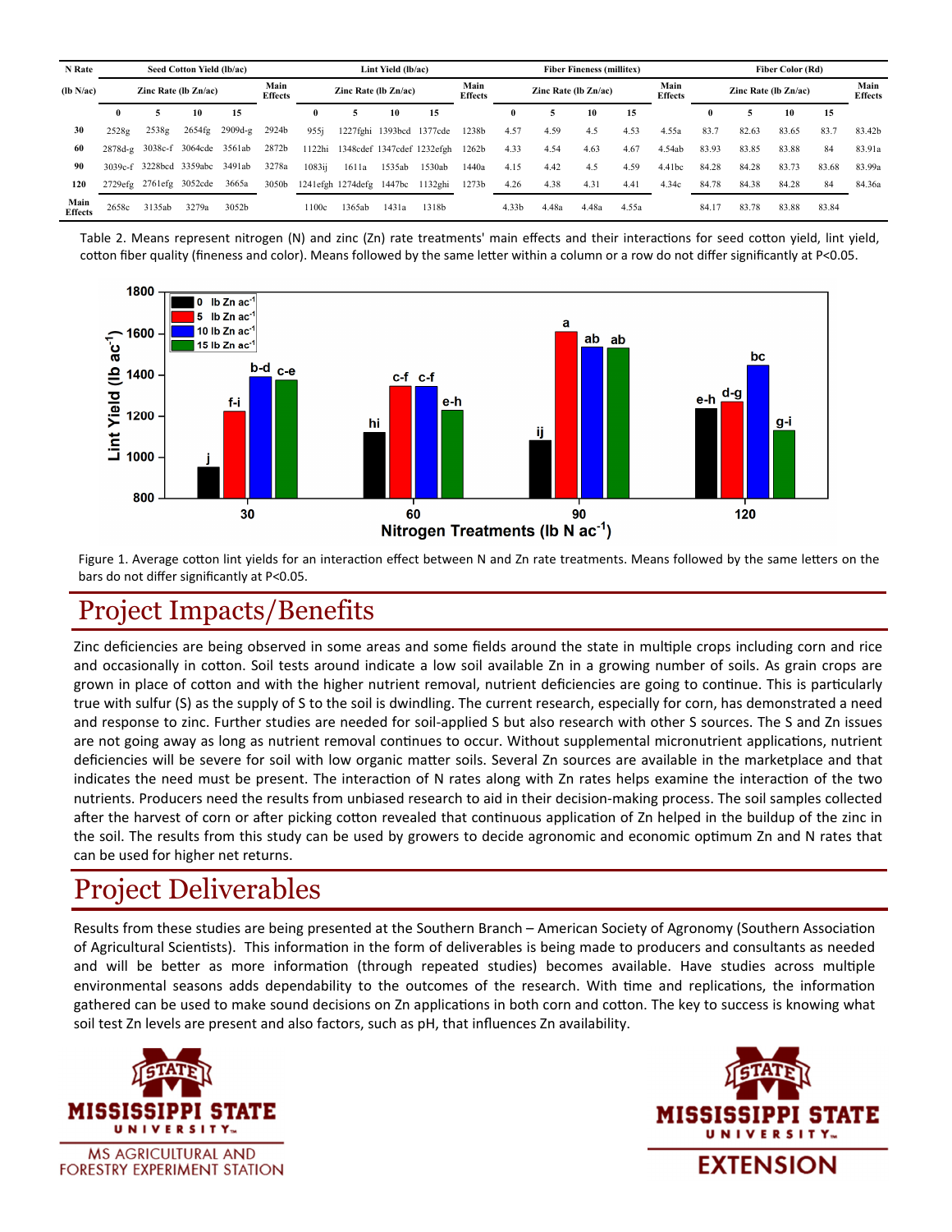| N Rate | Seed Cotton Yield (lb/ac) | | | | | Lint Yield (lb/ac) | | | | | Fiber Fineness (millitex) | | | | | Fiber Color (Rd) | | | | |
|---|---|---|---|---|---|---|---|---|---|---|---|---|---|---|---|---|---|---|---|---|
| (lb N/ac) | Zinc Rate (lb Zn/ac) | | | | Main Effects | Zinc Rate (lb Zn/ac) | | | | Main Effects | Zinc Rate (lb Zn/ac) | | | | Main Effects | Zinc Rate (lb Zn/ac) | | | | Main Effects |
| | 0 | 5 | 10 | 15 | | 0 | 5 | 10 | 15 | | 0 | 5 | 10 | 15 | | 0 | 5 | 10 | 15 | |
| 30 | 2528g | 2538g | 2654fg | 2909d-g | 2924b | 955j | 1227fghi | 1393bcd | 1377cde | 1238b | 4.57 | 4.59 | 4.5 | 4.53 | 4.55a | 83.7 | 82.63 | 83.65 | 83.7 | 83.42b |
| 60 | 2878d-g | 3038c-f | 3064cde | 3561ab | 2872b | 1122hi | 1348cdef | 1347cdef | 1232efgh | 1262b | 4.33 | 4.54 | 4.63 | 4.67 | 4.54ab | 83.93 | 83.85 | 83.88 | 84 | 83.91a |
| 90 | 3039c-f | 3228bcd | 3359abc | 3491ab | 3278a | 1083ij | 1611a | 1535ab | 1530ab | 1440a | 4.15 | 4.42 | 4.5 | 4.59 | 4.41bc | 84.28 | 84.28 | 83.73 | 83.68 | 83.99a |
| 120 | 2729efg | 2761efg | 3052cde | 3665a | 3050b | 1241efgh | 1274defg | 1447bc | 1132ghi | 1273b | 4.26 | 4.38 | 4.31 | 4.41 | 4.34c | 84.78 | 84.38 | 84.28 | 84 | 84.36a |
| Main Effects | 2658c | 3135ab | 3279a | 3052b | | 1100c | 1365ab | 1431a | 1318b | | 4.33b | 4.48a | 4.48a | 4.55a | | 84.17 | 83.78 | 83.88 | 83.84 | |

Table 2. Means represent nitrogen (N) and zinc (Zn) rate treatments' main effects and their interactions for seed cotton yield, lint yield, cotton fiber quality (fineness and color). Means followed by the same letter within a column or a row do not differ significantly at P<0.05.

Lint Yield (lb ac$^{-1}$)
0 lb Zn ac$^{-1}$
5 lb Zn ac$^{-1}$
10 lb Zn ac$^{-1}$
15 lb Zn ac$^{-1}$
1800 1600 1400 1200 1000 800
j f-i b-d c-e hi c-f c-f e-h ij a ab ab e-h d-g bc g-i
30 60 90 120
Nitrogen Treatments (lb N ac$^{-1}$)

Figure 1. Average cotton lint yields for an interaction effect between N and Zn rate treatments. Means followed by the same letters on the bars do not differ significantly at P<0.05.

# Project Impacts/Benefits

Zinc deficiencies are being observed in some areas and some fields around the state in multiple crops including corn and rice and occasionally in cotton. Soil tests around indicate a low soil available Zn in a growing number of soils. As grain crops are grown in place of cotton and with the higher nutrient removal, nutrient deficiencies are going to continue. This is particularly true with sulfur (S) as the supply of S to the soil is dwindling. The current research, especially for corn, has demonstrated a need and response to zinc. Further studies are needed for soil-applied S but also research with other S sources. The S and Zn issues are not going away as long as nutrient removal continues to occur. Without supplemental micronutrient applications, nutrient deficiencies will be severe for soil with low organic matter soils. Several Zn sources are available in the marketplace and that indicates the need must be present. The interaction of N rates along with Zn rates helps examine the interaction of the two nutrients. Producers need the results from unbiased research to aid in their decision-making process. The soil samples collected after the harvest of corn or after picking cotton revealed that continuous application of Zn helped in the buildup of the zinc in the soil. The results from this study can be used by growers to decide agronomic and economic optimum Zn and N rates that can be used for higher net returns.

# Project Deliverables

Results from these studies are being presented at the Southern Branch – American Society of Agronomy (Southern Association of Agricultural Scientists). This information in the form of deliverables is being made to producers and consultants as needed and will be better as more information (through repeated studies) becomes available. Have studies across multiple environmental seasons adds dependability to the outcomes of the research. With time and replications, the information gathered can be used to make sound decisions on Zn applications in both corn and cotton. The key to success is knowing what soil test Zn levels are present and also factors, such as pH, that influences Zn availability.

MISSISSIPPI STATE UNIVERSITY
MS AGRICULTURAL AND FORESTRY EXPERIMENT STATION

MISSISSIPPI STATE UNIVERSITY
EXTENSION